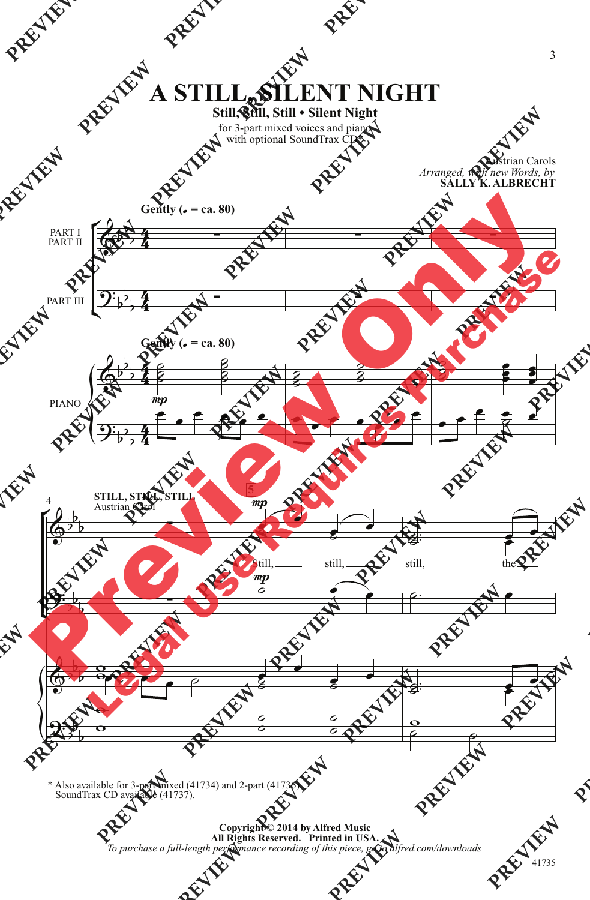# A STILL, SILENT NIGHT

## Still, Still, Still • Silent Night

for 3-part mixed voices and piano with optional SoundTrax CD*

Austrian Carols
*Arranged, with new Words, by*
**SALLY K. ALBRECHT**

**Gently (♩ = ca. 80)**

PART I
PART II

PART III

PIANO

**STILL, STILL, STILL**
Austrian Carol

Still, still, still, the

\* Also available for 3-part mixed (41734) and 2-part (41736).
SoundTrax CD available (41737).

**Copyright © 2014 by Alfred Music**
**All Rights Reserved. Printed in USA.**
*To purchase a full-length performance recording of this piece, go to alfred.com/downloads*

41735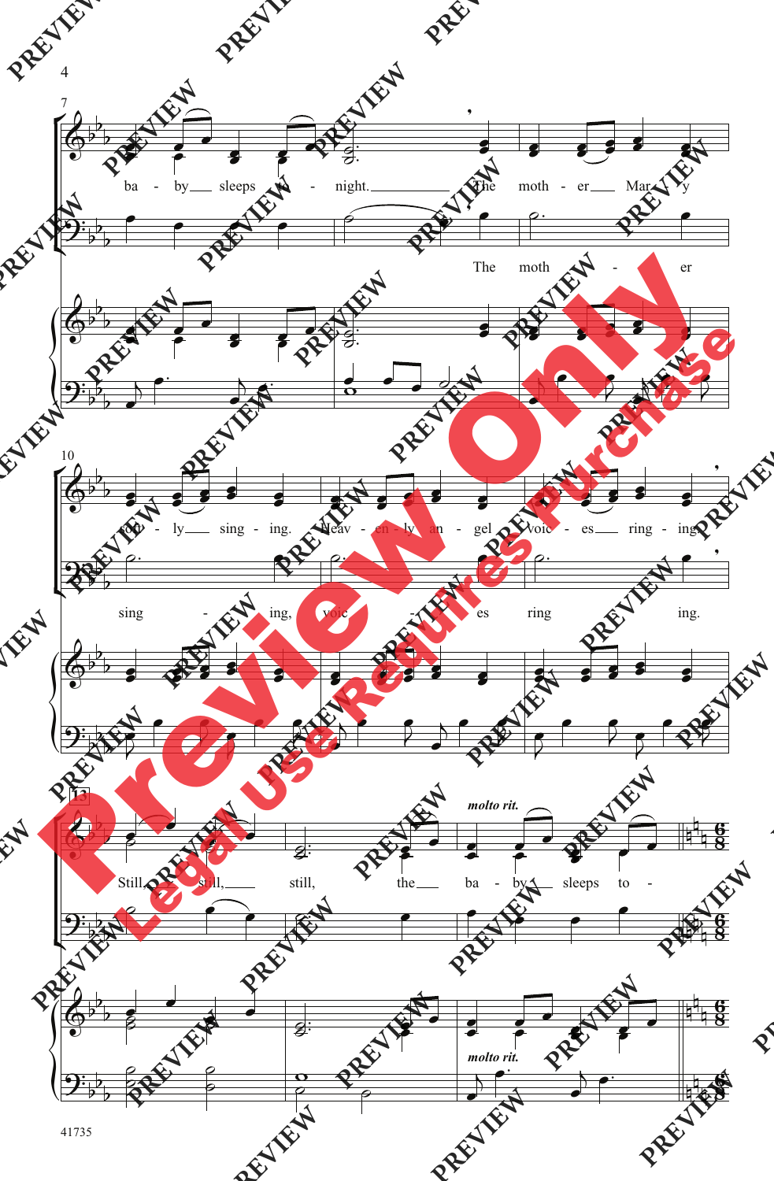ba - by sleeps to - night. The moth - er Mar - y

The moth - er

soft - ly sing - ing. Heav - en - ly an - gel voic - es ring - ing.

sing - ing, voic - es ring ing.

*molto rit.*

Still, still, still, the ba - by sleeps to -

*molto rit.*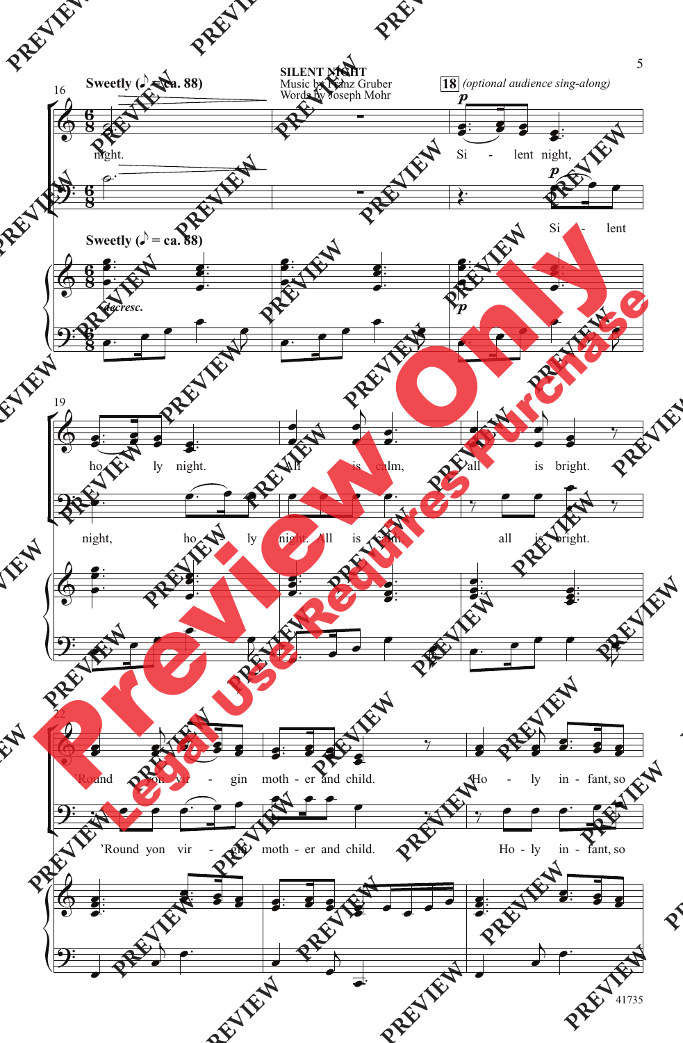**SILENT NIGHT**
Music by Franz Gruber
Words by Joseph Mohr

**Sweetly** (♪ = ca. 88)

**18** *(optional audience sing-along)*

night. Si - lent night, ho - ly night. All is calm, all is bright. 'Round yon vir - gin moth - er and child. Ho - ly in - fant, so

Si - lent night, ho - ly night. All is calm, all is bright. 'Round yon vir - gin moth - er and child. Ho - ly in - fant, so

*decresc.*

41735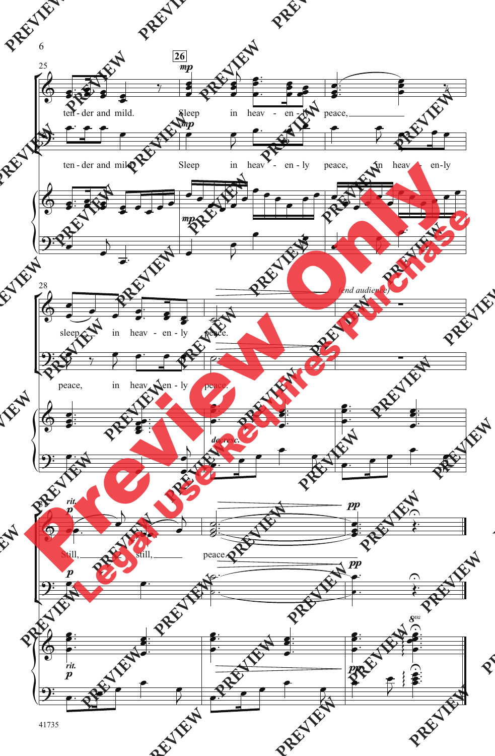25

26

*mp*

ten - der and mild. Sleep in heav - en - ly peace,

*mp*

ten - der and mild. Sleep in heav - en - ly peace, in heav - en-ly

*mp*

28

(end audience)

sleep in heav - en - ly peace.

peace, in heav - en - ly peace.

*decresc.*

31

*rit.*

*p*

*pp*

Still, still, peace.

*p*

*pp*

*rit.*

*p*

*pp*

*8va*

41735